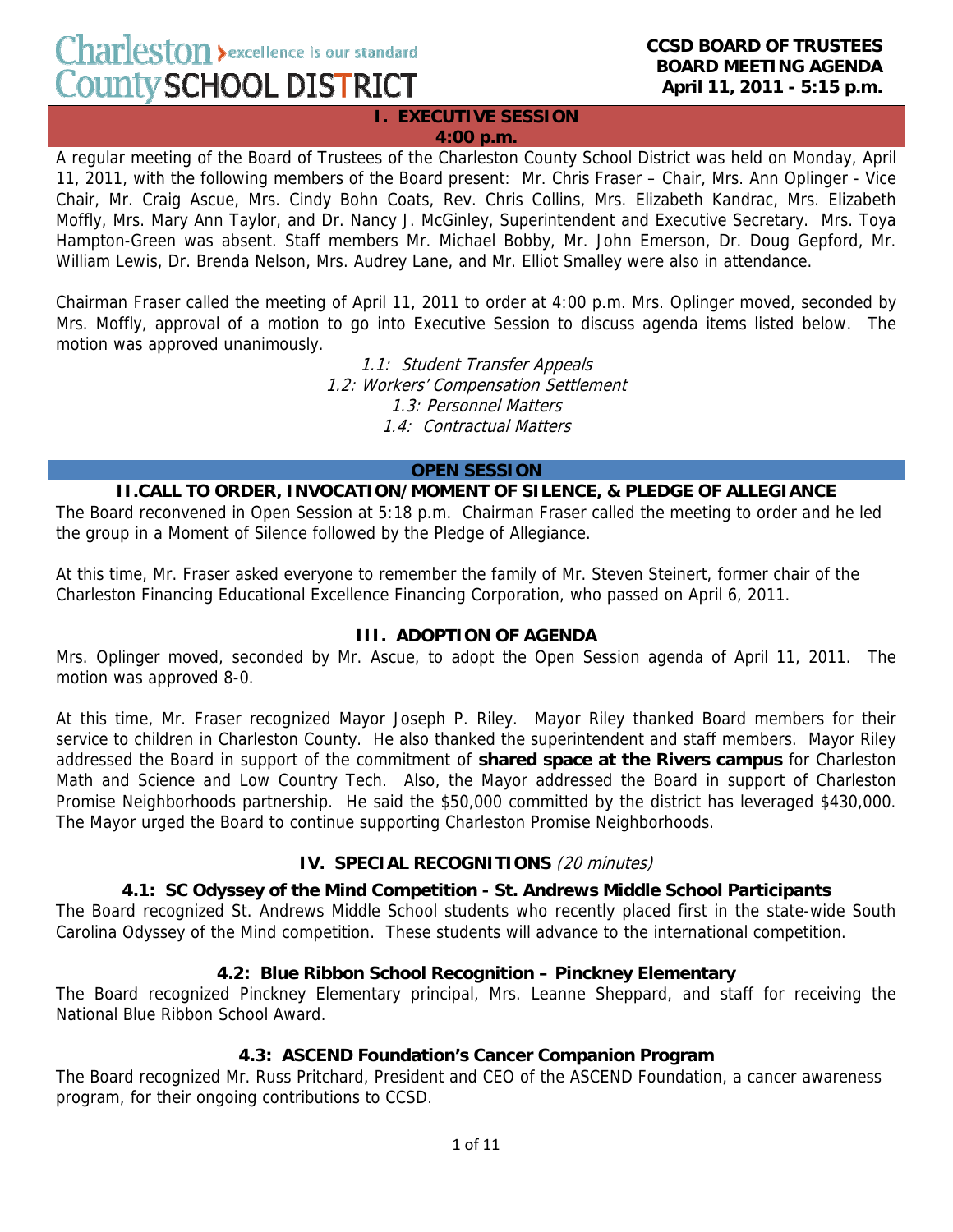# Charleston County SCHOOL DISTRICT

**CCSD BOARD OF TRUSTEES**
**BOARD MEETING AGENDA**
**April 11, 2011 - 5:15 p.m.**

## I. EXECUTIVE SESSION
**4:00 p.m.**

A regular meeting of the Board of Trustees of the Charleston County School District was held on Monday, April 11, 2011, with the following members of the Board present: Mr. Chris Fraser – Chair, Mrs. Ann Oplinger - Vice Chair, Mr. Craig Ascue, Mrs. Cindy Bohn Coats, Rev. Chris Collins, Mrs. Elizabeth Kandrac, Mrs. Elizabeth Moffly, Mrs. Mary Ann Taylor, and Dr. Nancy J. McGinley, Superintendent and Executive Secretary. Mrs. Toya Hampton-Green was absent. Staff members Mr. Michael Bobby, Mr. John Emerson, Dr. Doug Gepford, Mr. William Lewis, Dr. Brenda Nelson, Mrs. Audrey Lane, and Mr. Elliot Smalley were also in attendance.

Chairman Fraser called the meeting of April 11, 2011 to order at 4:00 p.m. Mrs. Oplinger moved, seconded by Mrs. Moffly, approval of a motion to go into Executive Session to discuss agenda items listed below. The motion was approved unanimously.

*1.1: Student Transfer Appeals*
*1.2: Workers' Compensation Settlement*
*1.3: Personnel Matters*
*1.4: Contractual Matters*

## OPEN SESSION

### II. CALL TO ORDER, INVOCATION/MOMENT OF SILENCE, & PLEDGE OF ALLEGIANCE

The Board reconvened in Open Session at 5:18 p.m. Chairman Fraser called the meeting to order and he led the group in a Moment of Silence followed by the Pledge of Allegiance.

At this time, Mr. Fraser asked everyone to remember the family of Mr. Steven Steinert, former chair of the Charleston Financing Educational Excellence Financing Corporation, who passed on April 6, 2011.

### III. ADOPTION OF AGENDA

Mrs. Oplinger moved, seconded by Mr. Ascue, to adopt the Open Session agenda of April 11, 2011. The motion was approved 8-0.

At this time, Mr. Fraser recognized Mayor Joseph P. Riley. Mayor Riley thanked Board members for their service to children in Charleston County. He also thanked the superintendent and staff members. Mayor Riley addressed the Board in support of the commitment of **shared space at the Rivers campus** for Charleston Math and Science and Low Country Tech. Also, the Mayor addressed the Board in support of Charleston Promise Neighborhoods partnership. He said the $50,000 committed by the district has leveraged $430,000. The Mayor urged the Board to continue supporting Charleston Promise Neighborhoods.

### IV. SPECIAL RECOGNITIONS *(20 minutes)*

#### 4.1: SC Odyssey of the Mind Competition - St. Andrews Middle School Participants

The Board recognized St. Andrews Middle School students who recently placed first in the state-wide South Carolina Odyssey of the Mind competition. These students will advance to the international competition.

#### 4.2: Blue Ribbon School Recognition – Pinckney Elementary

The Board recognized Pinckney Elementary principal, Mrs. Leanne Sheppard, and staff for receiving the National Blue Ribbon School Award.

#### 4.3: ASCEND Foundation's Cancer Companion Program

The Board recognized Mr. Russ Pritchard, President and CEO of the ASCEND Foundation, a cancer awareness program, for their ongoing contributions to CCSD.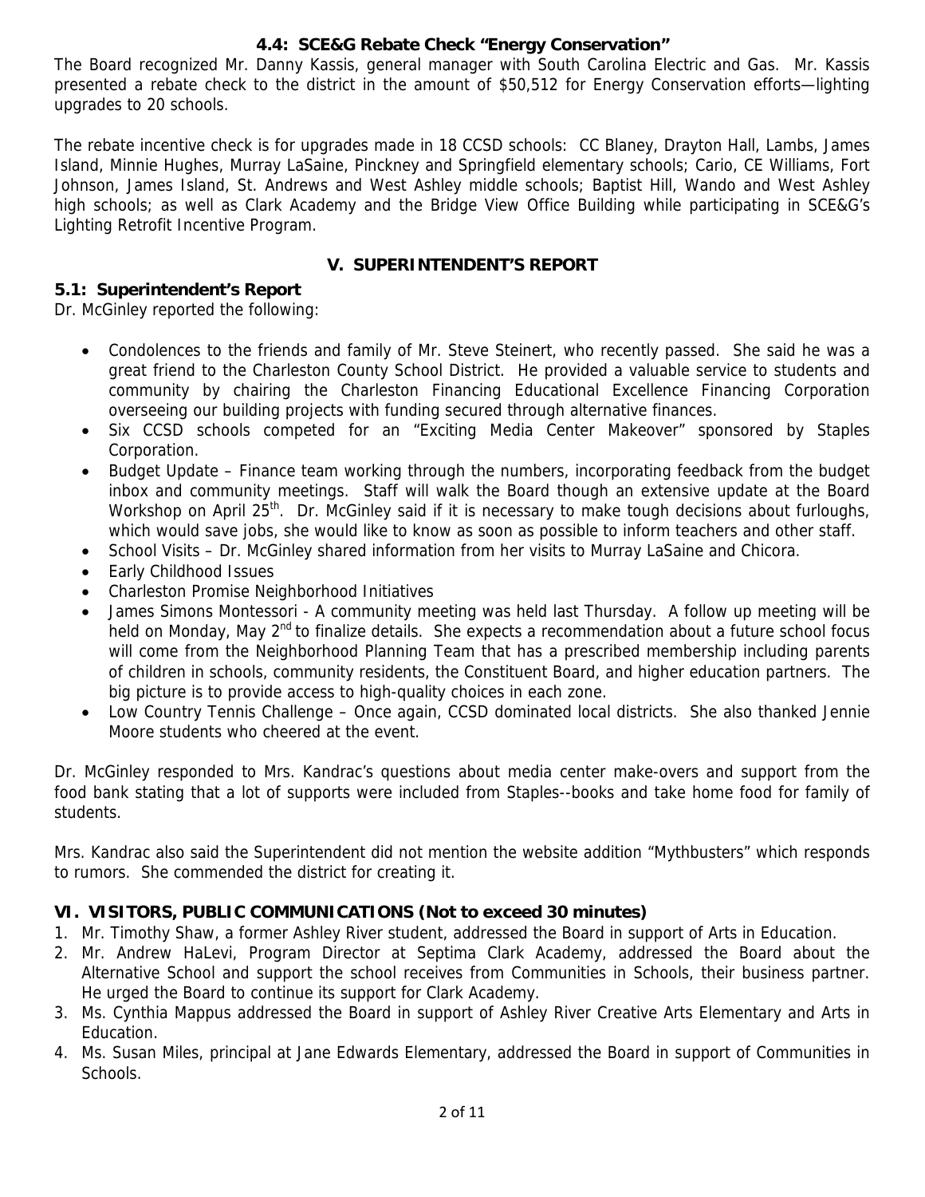### 4.4: SCE&G Rebate Check "Energy Conservation"

The Board recognized Mr. Danny Kassis, general manager with South Carolina Electric and Gas. Mr. Kassis presented a rebate check to the district in the amount of $50,512 for Energy Conservation efforts—lighting upgrades to 20 schools.

The rebate incentive check is for upgrades made in 18 CCSD schools: CC Blaney, Drayton Hall, Lambs, James Island, Minnie Hughes, Murray LaSaine, Pinckney and Springfield elementary schools; Cario, CE Williams, Fort Johnson, James Island, St. Andrews and West Ashley middle schools; Baptist Hill, Wando and West Ashley high schools; as well as Clark Academy and the Bridge View Office Building while participating in SCE&G's Lighting Retrofit Incentive Program.

## V. SUPERINTENDENT'S REPORT

### 5.1: Superintendent's Report

Dr. McGinley reported the following:

- Condolences to the friends and family of Mr. Steve Steinert, who recently passed. She said he was a great friend to the Charleston County School District. He provided a valuable service to students and community by chairing the Charleston Financing Educational Excellence Financing Corporation overseeing our building projects with funding secured through alternative finances.
- Six CCSD schools competed for an "Exciting Media Center Makeover" sponsored by Staples Corporation.
- Budget Update – Finance team working through the numbers, incorporating feedback from the budget inbox and community meetings. Staff will walk the Board though an extensive update at the Board Workshop on April 25th. Dr. McGinley said if it is necessary to make tough decisions about furloughs, which would save jobs, she would like to know as soon as possible to inform teachers and other staff.
- School Visits – Dr. McGinley shared information from her visits to Murray LaSaine and Chicora.
- Early Childhood Issues
- Charleston Promise Neighborhood Initiatives
- James Simons Montessori - A community meeting was held last Thursday. A follow up meeting will be held on Monday, May 2nd to finalize details. She expects a recommendation about a future school focus will come from the Neighborhood Planning Team that has a prescribed membership including parents of children in schools, community residents, the Constituent Board, and higher education partners. The big picture is to provide access to high-quality choices in each zone.
- Low Country Tennis Challenge – Once again, CCSD dominated local districts. She also thanked Jennie Moore students who cheered at the event.

Dr. McGinley responded to Mrs. Kandrac's questions about media center make-overs and support from the food bank stating that a lot of supports were included from Staples--books and take home food for family of students.

Mrs. Kandrac also said the Superintendent did not mention the website addition "Mythbusters" which responds to rumors. She commended the district for creating it.

## VI. VISITORS, PUBLIC COMMUNICATIONS (Not to exceed 30 minutes)

1. Mr. Timothy Shaw, a former Ashley River student, addressed the Board in support of Arts in Education.
2. Mr. Andrew HaLevi, Program Director at Septima Clark Academy, addressed the Board about the Alternative School and support the school receives from Communities in Schools, their business partner. He urged the Board to continue its support for Clark Academy.
3. Ms. Cynthia Mappus addressed the Board in support of Ashley River Creative Arts Elementary and Arts in Education.
4. Ms. Susan Miles, principal at Jane Edwards Elementary, addressed the Board in support of Communities in Schools.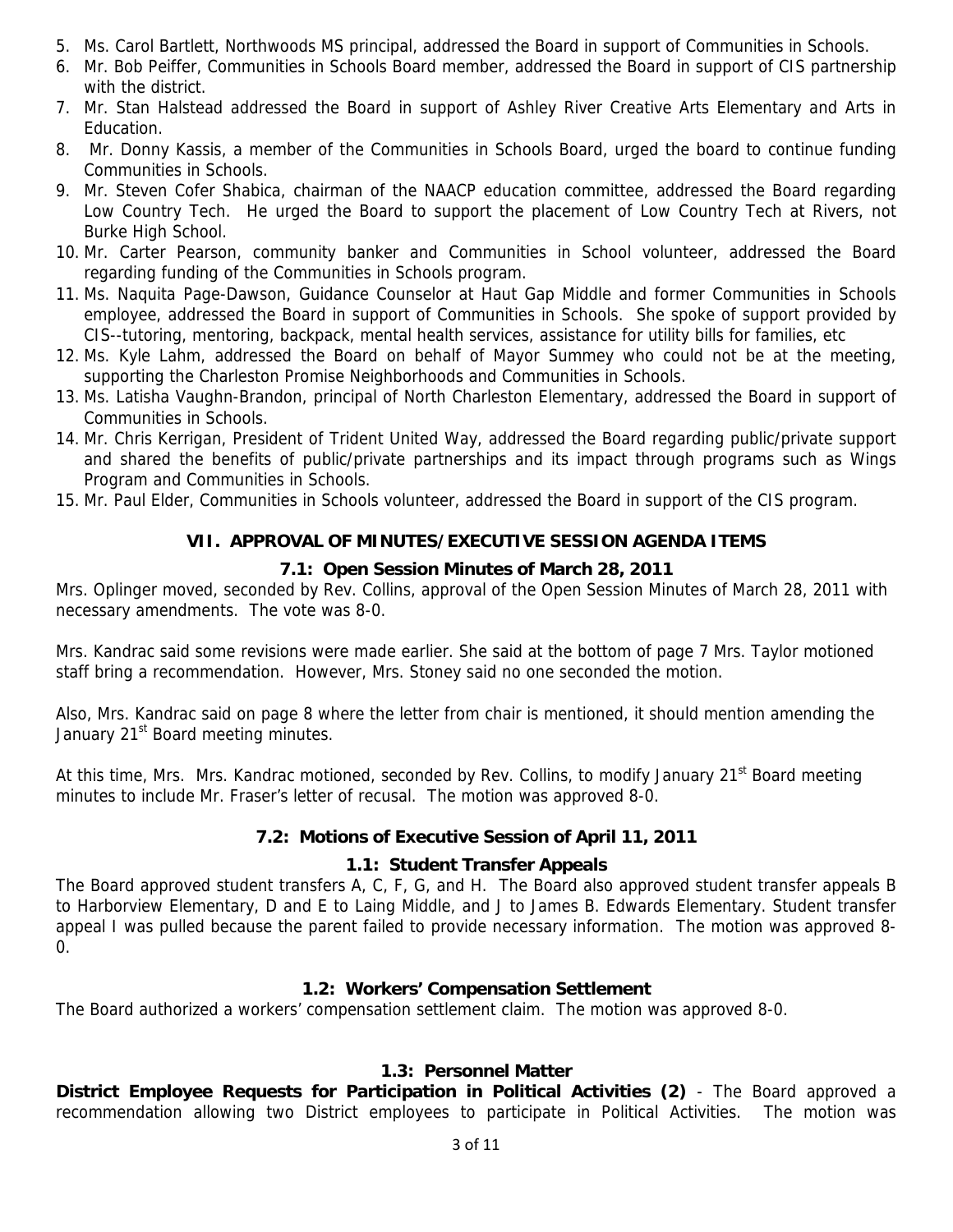5. Ms. Carol Bartlett, Northwoods MS principal, addressed the Board in support of Communities in Schools.
6. Mr. Bob Peiffer, Communities in Schools Board member, addressed the Board in support of CIS partnership with the district.
7. Mr. Stan Halstead addressed the Board in support of Ashley River Creative Arts Elementary and Arts in Education.
8. Mr. Donny Kassis, a member of the Communities in Schools Board, urged the board to continue funding Communities in Schools.
9. Mr. Steven Cofer Shabica, chairman of the NAACP education committee, addressed the Board regarding Low Country Tech. He urged the Board to support the placement of Low Country Tech at Rivers, not Burke High School.
10. Mr. Carter Pearson, community banker and Communities in School volunteer, addressed the Board regarding funding of the Communities in Schools program.
11. Ms. Naquita Page-Dawson, Guidance Counselor at Haut Gap Middle and former Communities in Schools employee, addressed the Board in support of Communities in Schools. She spoke of support provided by CIS--tutoring, mentoring, backpack, mental health services, assistance for utility bills for families, etc
12. Ms. Kyle Lahm, addressed the Board on behalf of Mayor Summey who could not be at the meeting, supporting the Charleston Promise Neighborhoods and Communities in Schools.
13. Ms. Latisha Vaughn-Brandon, principal of North Charleston Elementary, addressed the Board in support of Communities in Schools.
14. Mr. Chris Kerrigan, President of Trident United Way, addressed the Board regarding public/private support and shared the benefits of public/private partnerships and its impact through programs such as Wings Program and Communities in Schools.
15. Mr. Paul Elder, Communities in Schools volunteer, addressed the Board in support of the CIS program.

## VII. APPROVAL OF MINUTES/EXECUTIVE SESSION AGENDA ITEMS

### 7.1: Open Session Minutes of March 28, 2011

Mrs. Oplinger moved, seconded by Rev. Collins, approval of the Open Session Minutes of March 28, 2011 with necessary amendments. The vote was 8-0.

Mrs. Kandrac said some revisions were made earlier. She said at the bottom of page 7 Mrs. Taylor motioned staff bring a recommendation. However, Mrs. Stoney said no one seconded the motion.

Also, Mrs. Kandrac said on page 8 where the letter from chair is mentioned, it should mention amending the January 21st Board meeting minutes.

At this time, Mrs. Mrs. Kandrac motioned, seconded by Rev. Collins, to modify January 21st Board meeting minutes to include Mr. Fraser's letter of recusal. The motion was approved 8-0.

### 7.2: Motions of Executive Session of April 11, 2011

#### 1.1: Student Transfer Appeals

The Board approved student transfers A, C, F, G, and H. The Board also approved student transfer appeals B to Harborview Elementary, D and E to Laing Middle, and J to James B. Edwards Elementary. Student transfer appeal I was pulled because the parent failed to provide necessary information. The motion was approved 8-0.

#### 1.2: Workers' Compensation Settlement

The Board authorized a workers' compensation settlement claim. The motion was approved 8-0.

#### 1.3: Personnel Matter

**District Employee Requests for Participation in Political Activities (2)** - The Board approved a recommendation allowing two District employees to participate in Political Activities. The motion was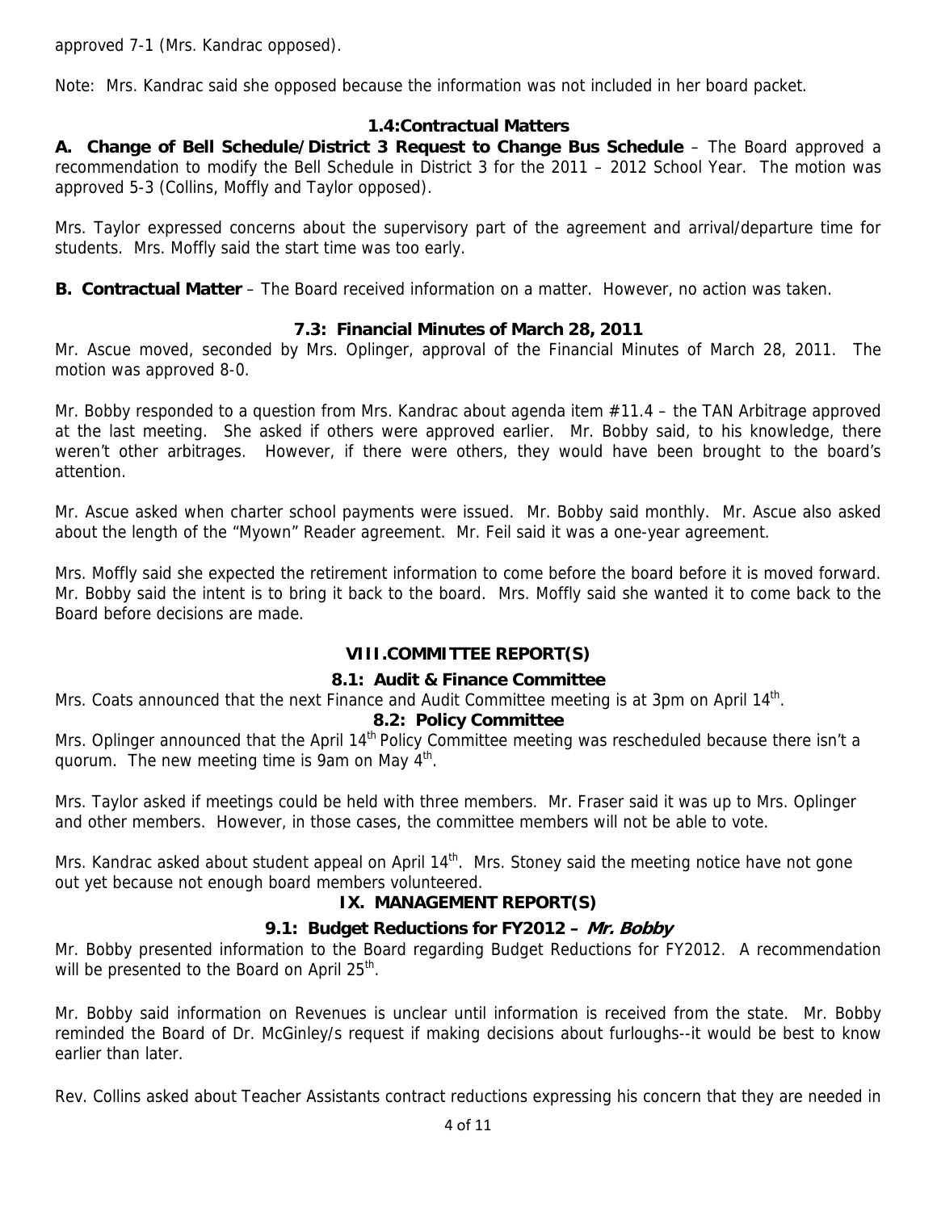approved 7-1 (Mrs. Kandrac opposed).

Note: Mrs. Kandrac said she opposed because the information was not included in her board packet.

### 1.4:Contractual Matters

**A. Change of Bell Schedule/District 3 Request to Change Bus Schedule** – The Board approved a recommendation to modify the Bell Schedule in District 3 for the 2011 – 2012 School Year. The motion was approved 5-3 (Collins, Moffly and Taylor opposed).

Mrs. Taylor expressed concerns about the supervisory part of the agreement and arrival/departure time for students. Mrs. Moffly said the start time was too early.

**B. Contractual Matter** – The Board received information on a matter. However, no action was taken.

### 7.3: Financial Minutes of March 28, 2011

Mr. Ascue moved, seconded by Mrs. Oplinger, approval of the Financial Minutes of March 28, 2011. The motion was approved 8-0.

Mr. Bobby responded to a question from Mrs. Kandrac about agenda item #11.4 – the TAN Arbitrage approved at the last meeting. She asked if others were approved earlier. Mr. Bobby said, to his knowledge, there weren't other arbitrages. However, if there were others, they would have been brought to the board's attention.

Mr. Ascue asked when charter school payments were issued. Mr. Bobby said monthly. Mr. Ascue also asked about the length of the "Myown" Reader agreement. Mr. Feil said it was a one-year agreement.

Mrs. Moffly said she expected the retirement information to come before the board before it is moved forward. Mr. Bobby said the intent is to bring it back to the board. Mrs. Moffly said she wanted it to come back to the Board before decisions are made.

## VIII.COMMITTEE REPORT(S)

### 8.1: Audit & Finance Committee

Mrs. Coats announced that the next Finance and Audit Committee meeting is at 3pm on April 14th.

### 8.2: Policy Committee

Mrs. Oplinger announced that the April 14th Policy Committee meeting was rescheduled because there isn't a quorum. The new meeting time is 9am on May 4th.

Mrs. Taylor asked if meetings could be held with three members. Mr. Fraser said it was up to Mrs. Oplinger and other members. However, in those cases, the committee members will not be able to vote.

Mrs. Kandrac asked about student appeal on April 14th. Mrs. Stoney said the meeting notice have not gone out yet because not enough board members volunteered.

## IX. MANAGEMENT REPORT(S)

### 9.1: Budget Reductions for FY2012 – *Mr. Bobby*

Mr. Bobby presented information to the Board regarding Budget Reductions for FY2012. A recommendation will be presented to the Board on April 25th.

Mr. Bobby said information on Revenues is unclear until information is received from the state. Mr. Bobby reminded the Board of Dr. McGinley/s request if making decisions about furloughs--it would be best to know earlier than later.

Rev. Collins asked about Teacher Assistants contract reductions expressing his concern that they are needed in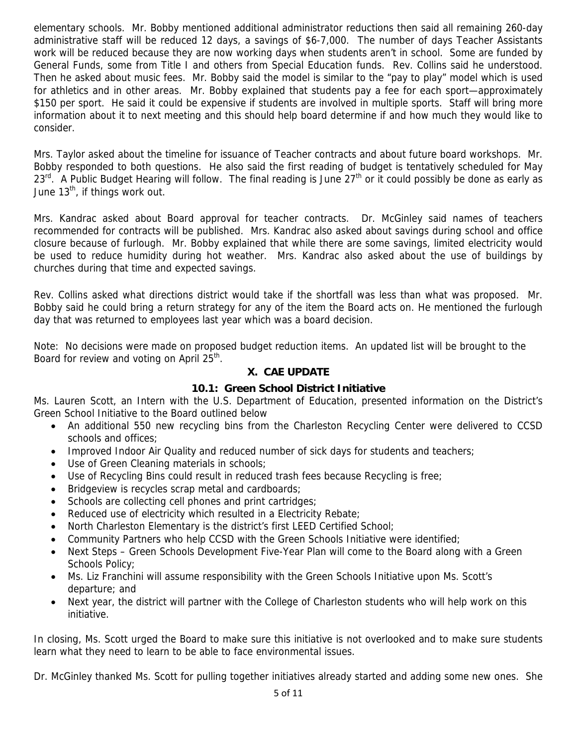elementary schools. Mr. Bobby mentioned additional administrator reductions then said all remaining 260-day administrative staff will be reduced 12 days, a savings of $6-7,000. The number of days Teacher Assistants work will be reduced because they are now working days when students aren't in school. Some are funded by General Funds, some from Title I and others from Special Education funds. Rev. Collins said he understood. Then he asked about music fees. Mr. Bobby said the model is similar to the "pay to play" model which is used for athletics and in other areas. Mr. Bobby explained that students pay a fee for each sport—approximately $150 per sport. He said it could be expensive if students are involved in multiple sports. Staff will bring more information about it to next meeting and this should help board determine if and how much they would like to consider.

Mrs. Taylor asked about the timeline for issuance of Teacher contracts and about future board workshops. Mr. Bobby responded to both questions. He also said the first reading of budget is tentatively scheduled for May 23rd. A Public Budget Hearing will follow. The final reading is June 27th or it could possibly be done as early as June 13th, if things work out.

Mrs. Kandrac asked about Board approval for teacher contracts. Dr. McGinley said names of teachers recommended for contracts will be published. Mrs. Kandrac also asked about savings during school and office closure because of furlough. Mr. Bobby explained that while there are some savings, limited electricity would be used to reduce humidity during hot weather. Mrs. Kandrac also asked about the use of buildings by churches during that time and expected savings.

Rev. Collins asked what directions district would take if the shortfall was less than what was proposed. Mr. Bobby said he could bring a return strategy for any of the item the Board acts on. He mentioned the furlough day that was returned to employees last year which was a board decision.

Note: No decisions were made on proposed budget reduction items. An updated list will be brought to the Board for review and voting on April 25th.

## X. CAE UPDATE

### 10.1: Green School District Initiative

Ms. Lauren Scott, an Intern with the U.S. Department of Education, presented information on the District's Green School Initiative to the Board outlined below

- An additional 550 new recycling bins from the Charleston Recycling Center were delivered to CCSD schools and offices;
- Improved Indoor Air Quality and reduced number of sick days for students and teachers;
- Use of Green Cleaning materials in schools;
- Use of Recycling Bins could result in reduced trash fees because Recycling is free;
- Bridgeview is recycles scrap metal and cardboards;
- Schools are collecting cell phones and print cartridges;
- Reduced use of electricity which resulted in a Electricity Rebate;
- North Charleston Elementary is the district's first LEED Certified School;
- Community Partners who help CCSD with the Green Schools Initiative were identified;
- Next Steps – Green Schools Development Five-Year Plan will come to the Board along with a Green Schools Policy;
- Ms. Liz Franchini will assume responsibility with the Green Schools Initiative upon Ms. Scott's departure; and
- Next year, the district will partner with the College of Charleston students who will help work on this initiative.

In closing, Ms. Scott urged the Board to make sure this initiative is not overlooked and to make sure students learn what they need to learn to be able to face environmental issues.

Dr. McGinley thanked Ms. Scott for pulling together initiatives already started and adding some new ones. She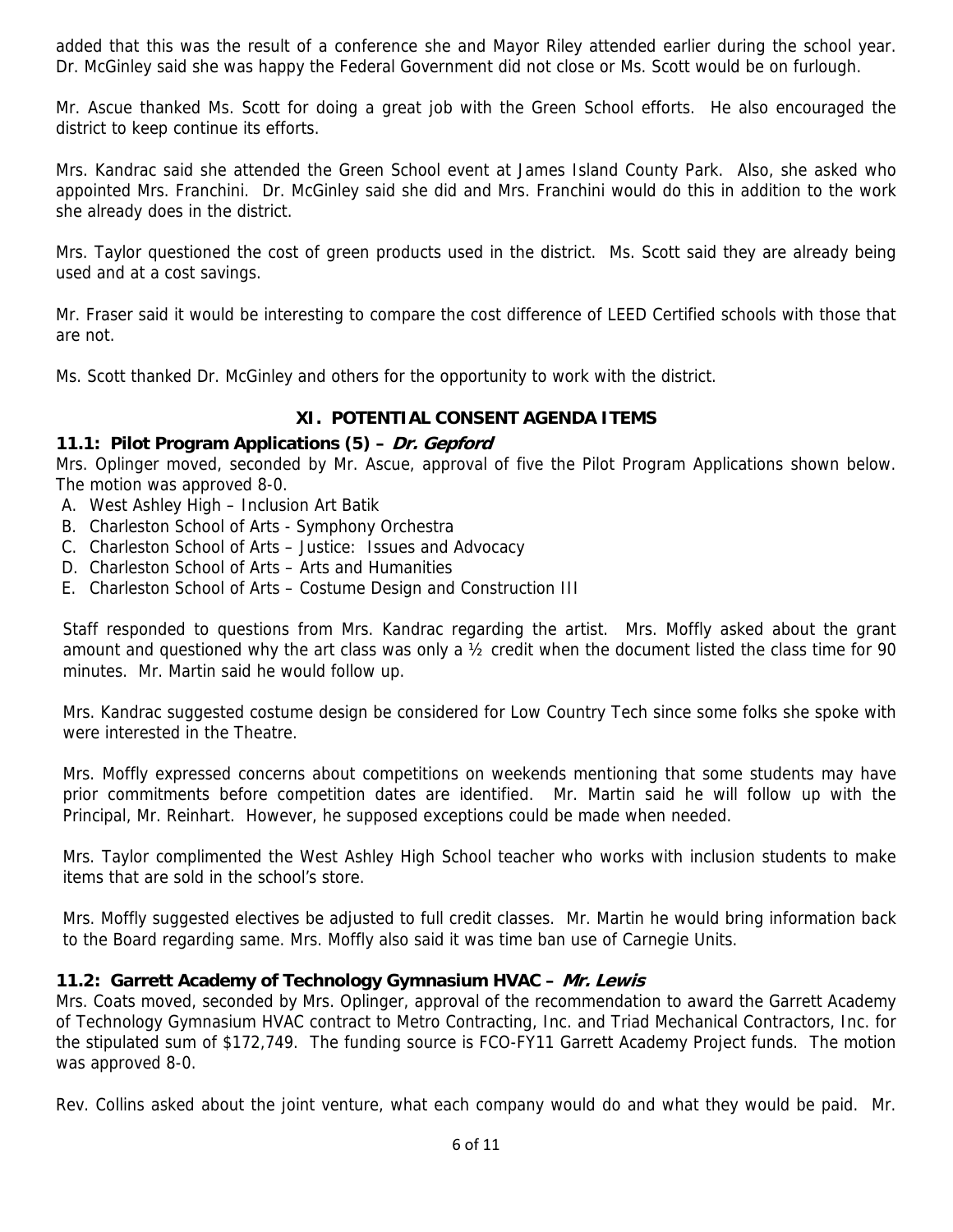added that this was the result of a conference she and Mayor Riley attended earlier during the school year. Dr. McGinley said she was happy the Federal Government did not close or Ms. Scott would be on furlough.

Mr. Ascue thanked Ms. Scott for doing a great job with the Green School efforts. He also encouraged the district to keep continue its efforts.

Mrs. Kandrac said she attended the Green School event at James Island County Park. Also, she asked who appointed Mrs. Franchini. Dr. McGinley said she did and Mrs. Franchini would do this in addition to the work she already does in the district.

Mrs. Taylor questioned the cost of green products used in the district. Ms. Scott said they are already being used and at a cost savings.

Mr. Fraser said it would be interesting to compare the cost difference of LEED Certified schools with those that are not.

Ms. Scott thanked Dr. McGinley and others for the opportunity to work with the district.

## XI. POTENTIAL CONSENT AGENDA ITEMS

### 11.1: Pilot Program Applications (5) – *Dr. Gepford*

Mrs. Oplinger moved, seconded by Mr. Ascue, approval of five the Pilot Program Applications shown below. The motion was approved 8-0.

A. West Ashley High – Inclusion Art Batik
B. Charleston School of Arts - Symphony Orchestra
C. Charleston School of Arts – Justice: Issues and Advocacy
D. Charleston School of Arts – Arts and Humanities
E. Charleston School of Arts – Costume Design and Construction III

Staff responded to questions from Mrs. Kandrac regarding the artist. Mrs. Moffly asked about the grant amount and questioned why the art class was only a ½ credit when the document listed the class time for 90 minutes. Mr. Martin said he would follow up.

Mrs. Kandrac suggested costume design be considered for Low Country Tech since some folks she spoke with were interested in the Theatre.

Mrs. Moffly expressed concerns about competitions on weekends mentioning that some students may have prior commitments before competition dates are identified. Mr. Martin said he will follow up with the Principal, Mr. Reinhart. However, he supposed exceptions could be made when needed.

Mrs. Taylor complimented the West Ashley High School teacher who works with inclusion students to make items that are sold in the school's store.

Mrs. Moffly suggested electives be adjusted to full credit classes. Mr. Martin he would bring information back to the Board regarding same. Mrs. Moffly also said it was time ban use of Carnegie Units.

### 11.2: Garrett Academy of Technology Gymnasium HVAC – *Mr. Lewis*

Mrs. Coats moved, seconded by Mrs. Oplinger, approval of the recommendation to award the Garrett Academy of Technology Gymnasium HVAC contract to Metro Contracting, Inc. and Triad Mechanical Contractors, Inc. for the stipulated sum of $172,749. The funding source is FCO-FY11 Garrett Academy Project funds. The motion was approved 8-0.

Rev. Collins asked about the joint venture, what each company would do and what they would be paid. Mr.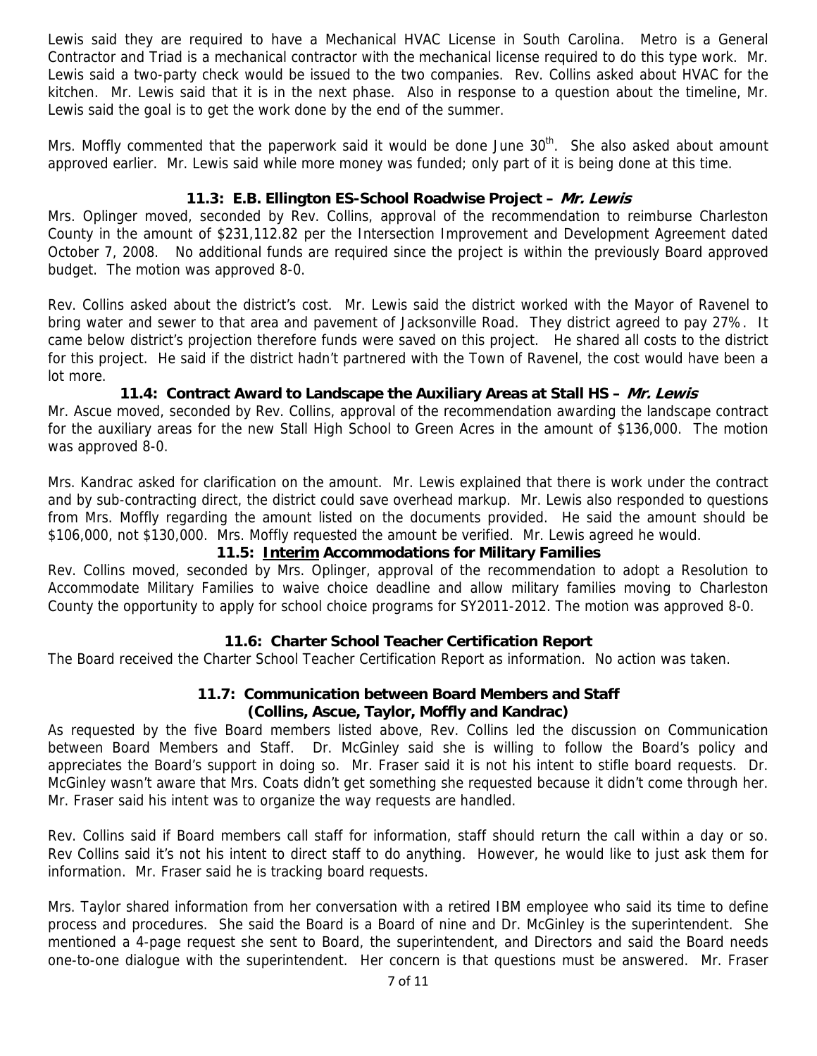Lewis said they are required to have a Mechanical HVAC License in South Carolina. Metro is a General Contractor and Triad is a mechanical contractor with the mechanical license required to do this type work. Mr. Lewis said a two-party check would be issued to the two companies. Rev. Collins asked about HVAC for the kitchen. Mr. Lewis said that it is in the next phase. Also in response to a question about the timeline, Mr. Lewis said the goal is to get the work done by the end of the summer.

Mrs. Moffly commented that the paperwork said it would be done June 30th. She also asked about amount approved earlier. Mr. Lewis said while more money was funded; only part of it is being done at this time.

### 11.3: E.B. Ellington ES-School Roadwise Project – *Mr. Lewis*

Mrs. Oplinger moved, seconded by Rev. Collins, approval of the recommendation to reimburse Charleston County in the amount of $231,112.82 per the Intersection Improvement and Development Agreement dated October 7, 2008. No additional funds are required since the project is within the previously Board approved budget. The motion was approved 8-0.

Rev. Collins asked about the district's cost. Mr. Lewis said the district worked with the Mayor of Ravenel to bring water and sewer to that area and pavement of Jacksonville Road. They district agreed to pay 27%. It came below district's projection therefore funds were saved on this project. He shared all costs to the district for this project. He said if the district hadn't partnered with the Town of Ravenel, the cost would have been a lot more.

### 11.4: Contract Award to Landscape the Auxiliary Areas at Stall HS – *Mr. Lewis*

Mr. Ascue moved, seconded by Rev. Collins, approval of the recommendation awarding the landscape contract for the auxiliary areas for the new Stall High School to Green Acres in the amount of $136,000. The motion was approved 8-0.

Mrs. Kandrac asked for clarification on the amount. Mr. Lewis explained that there is work under the contract and by sub-contracting direct, the district could save overhead markup. Mr. Lewis also responded to questions from Mrs. Moffly regarding the amount listed on the documents provided. He said the amount should be $106,000, not $130,000. Mrs. Moffly requested the amount be verified. Mr. Lewis agreed he would.

### 11.5: Interim Accommodations for Military Families

Rev. Collins moved, seconded by Mrs. Oplinger, approval of the recommendation to adopt a Resolution to Accommodate Military Families to waive choice deadline and allow military families moving to Charleston County the opportunity to apply for school choice programs for SY2011-2012. The motion was approved 8-0.

### 11.6: Charter School Teacher Certification Report

The Board received the Charter School Teacher Certification Report as information. No action was taken.

### 11.7: Communication between Board Members and Staff (Collins, Ascue, Taylor, Moffly and Kandrac)

As requested by the five Board members listed above, Rev. Collins led the discussion on Communication between Board Members and Staff. Dr. McGinley said she is willing to follow the Board's policy and appreciates the Board's support in doing so. Mr. Fraser said it is not his intent to stifle board requests. Dr. McGinley wasn't aware that Mrs. Coats didn't get something she requested because it didn't come through her. Mr. Fraser said his intent was to organize the way requests are handled.

Rev. Collins said if Board members call staff for information, staff should return the call within a day or so. Rev Collins said it's not his intent to direct staff to do anything. However, he would like to just ask them for information. Mr. Fraser said he is tracking board requests.

Mrs. Taylor shared information from her conversation with a retired IBM employee who said its time to define process and procedures. She said the Board is a Board of nine and Dr. McGinley is the superintendent. She mentioned a 4-page request she sent to Board, the superintendent, and Directors and said the Board needs one-to-one dialogue with the superintendent. Her concern is that questions must be answered. Mr. Fraser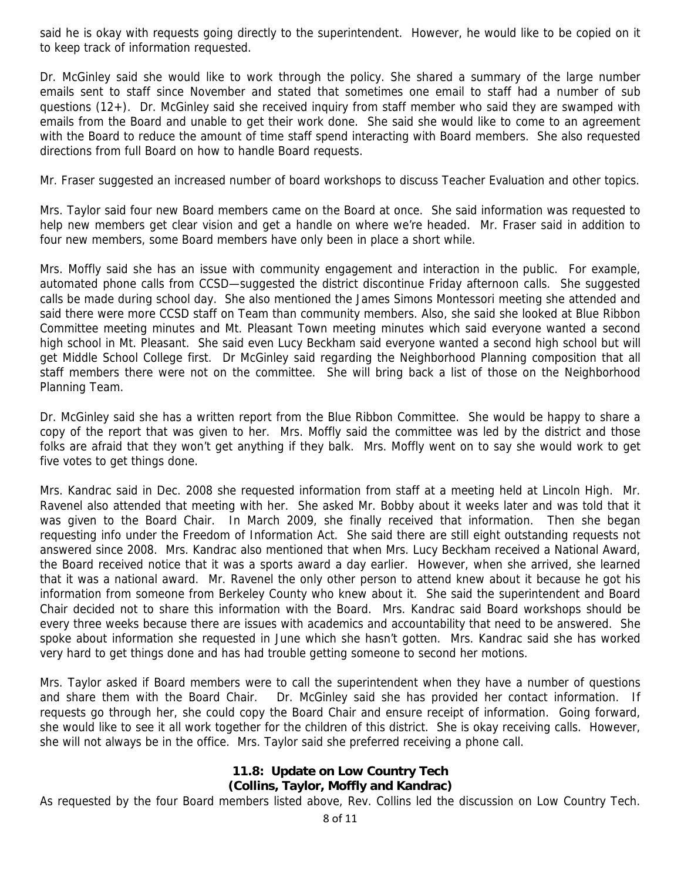said he is okay with requests going directly to the superintendent. However, he would like to be copied on it to keep track of information requested.

Dr. McGinley said she would like to work through the policy. She shared a summary of the large number emails sent to staff since November and stated that sometimes one email to staff had a number of sub questions (12+). Dr. McGinley said she received inquiry from staff member who said they are swamped with emails from the Board and unable to get their work done. She said she would like to come to an agreement with the Board to reduce the amount of time staff spend interacting with Board members. She also requested directions from full Board on how to handle Board requests.

Mr. Fraser suggested an increased number of board workshops to discuss Teacher Evaluation and other topics.

Mrs. Taylor said four new Board members came on the Board at once. She said information was requested to help new members get clear vision and get a handle on where we're headed. Mr. Fraser said in addition to four new members, some Board members have only been in place a short while.

Mrs. Moffly said she has an issue with community engagement and interaction in the public. For example, automated phone calls from CCSD—suggested the district discontinue Friday afternoon calls. She suggested calls be made during school day. She also mentioned the James Simons Montessori meeting she attended and said there were more CCSD staff on Team than community members. Also, she said she looked at Blue Ribbon Committee meeting minutes and Mt. Pleasant Town meeting minutes which said everyone wanted a second high school in Mt. Pleasant. She said even Lucy Beckham said everyone wanted a second high school but will get Middle School College first. Dr McGinley said regarding the Neighborhood Planning composition that all staff members there were not on the committee. She will bring back a list of those on the Neighborhood Planning Team.

Dr. McGinley said she has a written report from the Blue Ribbon Committee. She would be happy to share a copy of the report that was given to her. Mrs. Moffly said the committee was led by the district and those folks are afraid that they won't get anything if they balk. Mrs. Moffly went on to say she would work to get five votes to get things done.

Mrs. Kandrac said in Dec. 2008 she requested information from staff at a meeting held at Lincoln High. Mr. Ravenel also attended that meeting with her. She asked Mr. Bobby about it weeks later and was told that it was given to the Board Chair. In March 2009, she finally received that information. Then she began requesting info under the Freedom of Information Act. She said there are still eight outstanding requests not answered since 2008. Mrs. Kandrac also mentioned that when Mrs. Lucy Beckham received a National Award, the Board received notice that it was a sports award a day earlier. However, when she arrived, she learned that it was a national award. Mr. Ravenel the only other person to attend knew about it because he got his information from someone from Berkeley County who knew about it. She said the superintendent and Board Chair decided not to share this information with the Board. Mrs. Kandrac said Board workshops should be every three weeks because there are issues with academics and accountability that need to be answered. She spoke about information she requested in June which she hasn't gotten. Mrs. Kandrac said she has worked very hard to get things done and has had trouble getting someone to second her motions.

Mrs. Taylor asked if Board members were to call the superintendent when they have a number of questions and share them with the Board Chair. Dr. McGinley said she has provided her contact information. If requests go through her, she could copy the Board Chair and ensure receipt of information. Going forward, she would like to see it all work together for the children of this district. She is okay receiving calls. However, she will not always be in the office. Mrs. Taylor said she preferred receiving a phone call.

**11.8: Update on Low Country Tech**
**(Collins, Taylor, Moffly and Kandrac)**

As requested by the four Board members listed above, Rev. Collins led the discussion on Low Country Tech.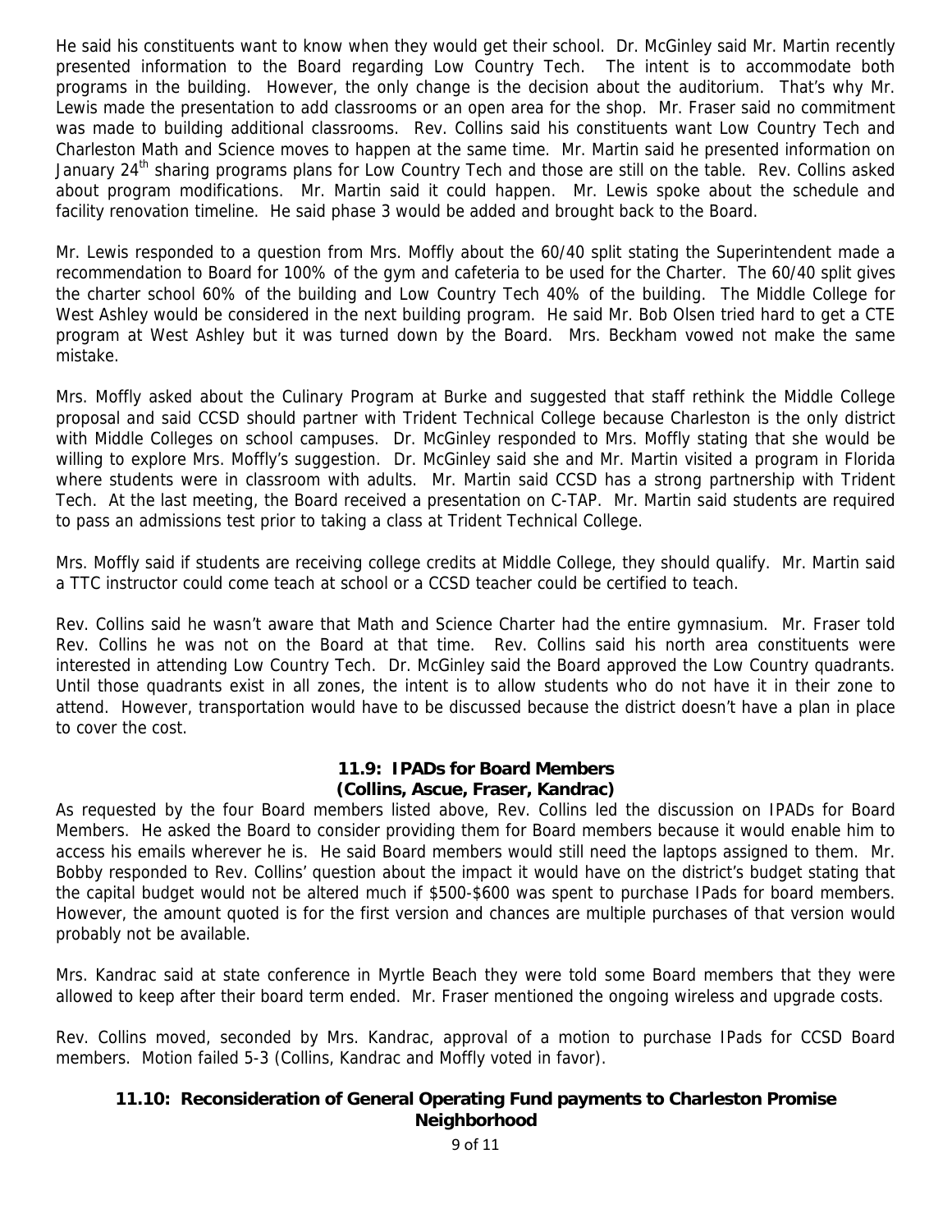He said his constituents want to know when they would get their school. Dr. McGinley said Mr. Martin recently presented information to the Board regarding Low Country Tech. The intent is to accommodate both programs in the building. However, the only change is the decision about the auditorium. That's why Mr. Lewis made the presentation to add classrooms or an open area for the shop. Mr. Fraser said no commitment was made to building additional classrooms. Rev. Collins said his constituents want Low Country Tech and Charleston Math and Science moves to happen at the same time. Mr. Martin said he presented information on January 24th sharing programs plans for Low Country Tech and those are still on the table. Rev. Collins asked about program modifications. Mr. Martin said it could happen. Mr. Lewis spoke about the schedule and facility renovation timeline. He said phase 3 would be added and brought back to the Board.

Mr. Lewis responded to a question from Mrs. Moffly about the 60/40 split stating the Superintendent made a recommendation to Board for 100% of the gym and cafeteria to be used for the Charter. The 60/40 split gives the charter school 60% of the building and Low Country Tech 40% of the building. The Middle College for West Ashley would be considered in the next building program. He said Mr. Bob Olsen tried hard to get a CTE program at West Ashley but it was turned down by the Board. Mrs. Beckham vowed not make the same mistake.

Mrs. Moffly asked about the Culinary Program at Burke and suggested that staff rethink the Middle College proposal and said CCSD should partner with Trident Technical College because Charleston is the only district with Middle Colleges on school campuses. Dr. McGinley responded to Mrs. Moffly stating that she would be willing to explore Mrs. Moffly's suggestion. Dr. McGinley said she and Mr. Martin visited a program in Florida where students were in classroom with adults. Mr. Martin said CCSD has a strong partnership with Trident Tech. At the last meeting, the Board received a presentation on C-TAP. Mr. Martin said students are required to pass an admissions test prior to taking a class at Trident Technical College.

Mrs. Moffly said if students are receiving college credits at Middle College, they should qualify. Mr. Martin said a TTC instructor could come teach at school or a CCSD teacher could be certified to teach.

Rev. Collins said he wasn't aware that Math and Science Charter had the entire gymnasium. Mr. Fraser told Rev. Collins he was not on the Board at that time. Rev. Collins said his north area constituents were interested in attending Low Country Tech. Dr. McGinley said the Board approved the Low Country quadrants. Until those quadrants exist in all zones, the intent is to allow students who do not have it in their zone to attend. However, transportation would have to be discussed because the district doesn't have a plan in place to cover the cost.

**11.9: IPADs for Board Members**
**(Collins, Ascue, Fraser, Kandrac)**

As requested by the four Board members listed above, Rev. Collins led the discussion on IPADs for Board Members. He asked the Board to consider providing them for Board members because it would enable him to access his emails wherever he is. He said Board members would still need the laptops assigned to them. Mr. Bobby responded to Rev. Collins' question about the impact it would have on the district's budget stating that the capital budget would not be altered much if $500-$600 was spent to purchase IPads for board members. However, the amount quoted is for the first version and chances are multiple purchases of that version would probably not be available.

Mrs. Kandrac said at state conference in Myrtle Beach they were told some Board members that they were allowed to keep after their board term ended. Mr. Fraser mentioned the ongoing wireless and upgrade costs.

Rev. Collins moved, seconded by Mrs. Kandrac, approval of a motion to purchase IPads for CCSD Board members. Motion failed 5-3 (Collins, Kandrac and Moffly voted in favor).

**11.10: Reconsideration of General Operating Fund payments to Charleston Promise Neighborhood**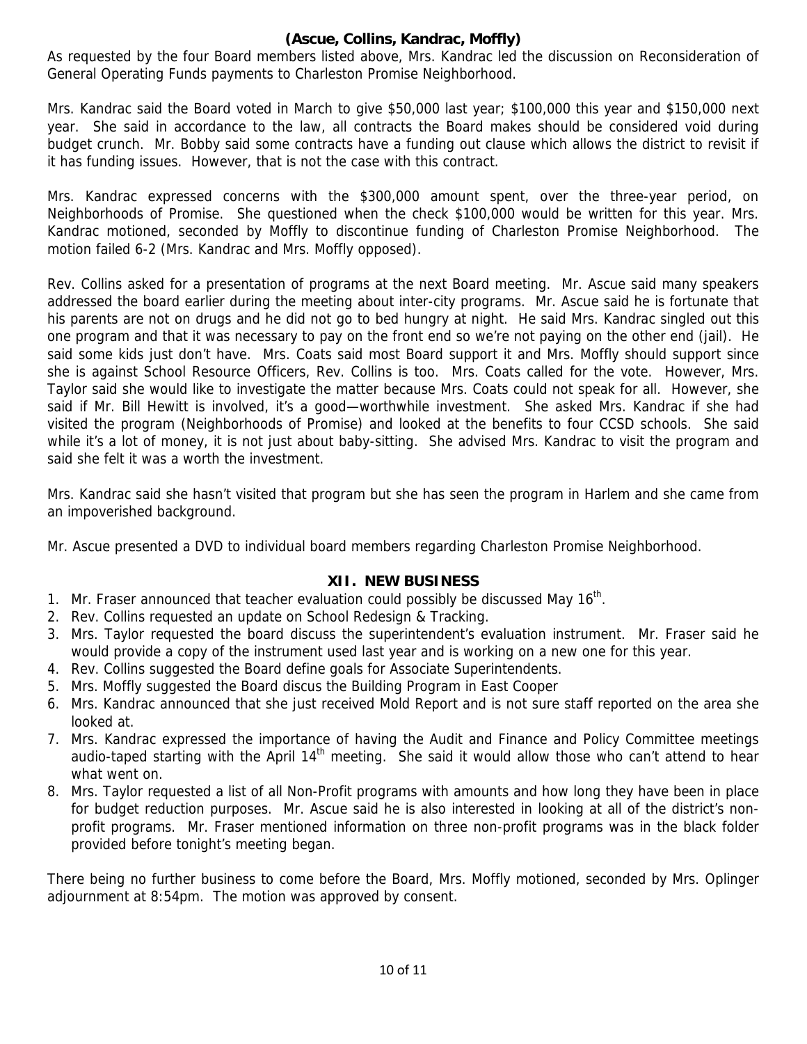**(Ascue, Collins, Kandrac, Moffly)**

As requested by the four Board members listed above, Mrs. Kandrac led the discussion on Reconsideration of General Operating Funds payments to Charleston Promise Neighborhood.

Mrs. Kandrac said the Board voted in March to give $50,000 last year; $100,000 this year and $150,000 next year. She said in accordance to the law, all contracts the Board makes should be considered void during budget crunch. Mr. Bobby said some contracts have a funding out clause which allows the district to revisit if it has funding issues. However, that is not the case with this contract.

Mrs. Kandrac expressed concerns with the $300,000 amount spent, over the three-year period, on Neighborhoods of Promise. She questioned when the check $100,000 would be written for this year. Mrs. Kandrac motioned, seconded by Moffly to discontinue funding of Charleston Promise Neighborhood. The motion failed 6-2 (Mrs. Kandrac and Mrs. Moffly opposed).

Rev. Collins asked for a presentation of programs at the next Board meeting. Mr. Ascue said many speakers addressed the board earlier during the meeting about inter-city programs. Mr. Ascue said he is fortunate that his parents are not on drugs and he did not go to bed hungry at night. He said Mrs. Kandrac singled out this one program and that it was necessary to pay on the front end so we're not paying on the other end (jail). He said some kids just don't have. Mrs. Coats said most Board support it and Mrs. Moffly should support since she is against School Resource Officers, Rev. Collins is too. Mrs. Coats called for the vote. However, Mrs. Taylor said she would like to investigate the matter because Mrs. Coats could not speak for all. However, she said if Mr. Bill Hewitt is involved, it's a good—worthwhile investment. She asked Mrs. Kandrac if she had visited the program (Neighborhoods of Promise) and looked at the benefits to four CCSD schools. She said while it's a lot of money, it is not just about baby-sitting. She advised Mrs. Kandrac to visit the program and said she felt it was a worth the investment.

Mrs. Kandrac said she hasn't visited that program but she has seen the program in Harlem and she came from an impoverished background.

Mr. Ascue presented a DVD to individual board members regarding Charleston Promise Neighborhood.

## XII. NEW BUSINESS

1. Mr. Fraser announced that teacher evaluation could possibly be discussed May 16th.
2. Rev. Collins requested an update on School Redesign & Tracking.
3. Mrs. Taylor requested the board discuss the superintendent's evaluation instrument. Mr. Fraser said he would provide a copy of the instrument used last year and is working on a new one for this year.
4. Rev. Collins suggested the Board define goals for Associate Superintendents.
5. Mrs. Moffly suggested the Board discus the Building Program in East Cooper
6. Mrs. Kandrac announced that she just received Mold Report and is not sure staff reported on the area she looked at.
7. Mrs. Kandrac expressed the importance of having the Audit and Finance and Policy Committee meetings audio-taped starting with the April 14th meeting. She said it would allow those who can't attend to hear what went on.
8. Mrs. Taylor requested a list of all Non-Profit programs with amounts and how long they have been in place for budget reduction purposes. Mr. Ascue said he is also interested in looking at all of the district's non-profit programs. Mr. Fraser mentioned information on three non-profit programs was in the black folder provided before tonight's meeting began.

There being no further business to come before the Board, Mrs. Moffly motioned, seconded by Mrs. Oplinger adjournment at 8:54pm. The motion was approved by consent.